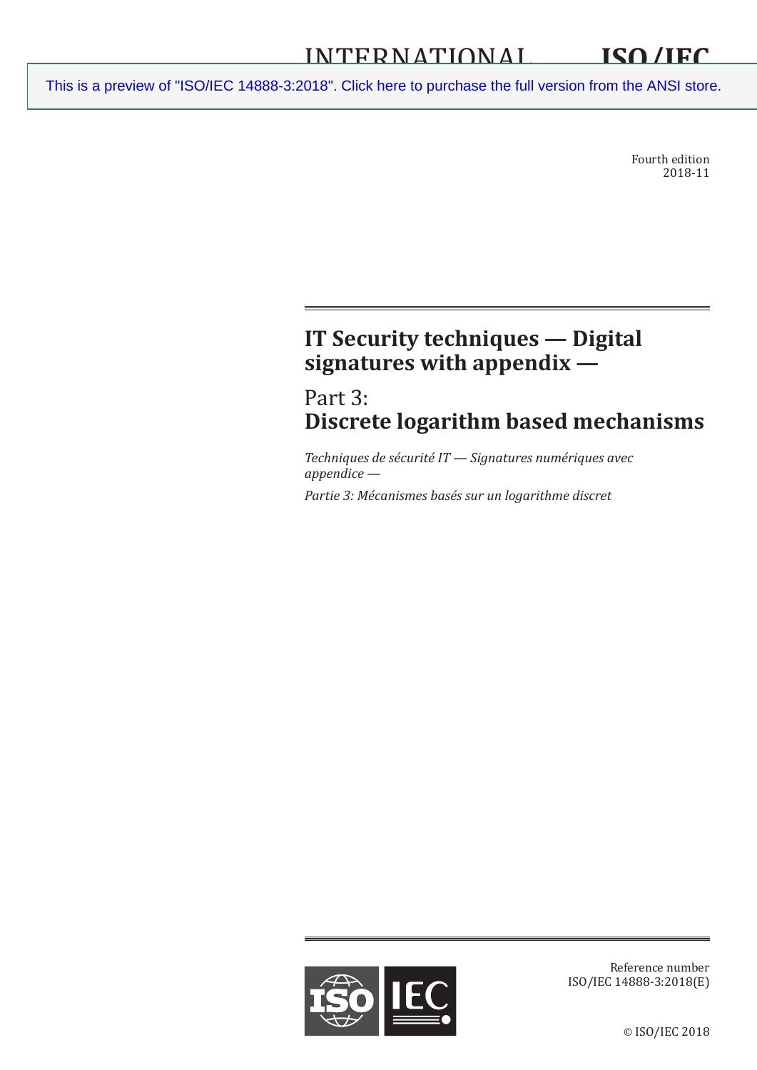INTERNATIONAL STANDARD

# ISO/IEC 14888-3

This is a preview of "ISO/IEC 14888-3:2018". Click here to purchase the full version from the ANSI store.

Fourth edition
2018-11

# IT Security techniques — Digital signatures with appendix —

## Part 3:
## Discrete logarithm based mechanisms

*Techniques de sécurité IT — Signatures numériques avec appendice —*

*Partie 3: Mécanismes basés sur un logarithme discret*

Reference number
ISO/IEC 14888-3:2018(E)

© ISO/IEC 2018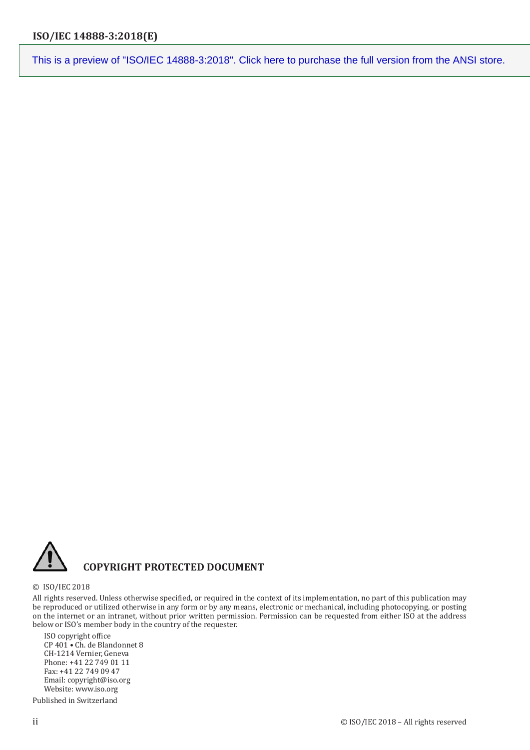This is a preview of "ISO/IEC 14888-3:2018". Click here to purchase the full version from the ANSI store.

**COPYRIGHT PROTECTED DOCUMENT**

© ISO/IEC 2018

All rights reserved. Unless otherwise specified, or required in the context of its implementation, no part of this publication may be reproduced or utilized otherwise in any form or by any means, electronic or mechanical, including photocopying, or posting on the internet or an intranet, without prior written permission. Permission can be requested from either ISO at the address below or ISO's member body in the country of the requester.

ISO copyright office
CP 401 • Ch. de Blandonnet 8
CH-1214 Vernier, Geneva
Phone: +41 22 749 01 11
Fax: +41 22 749 09 47
Email: copyright@iso.org
Website: www.iso.org

Published in Switzerland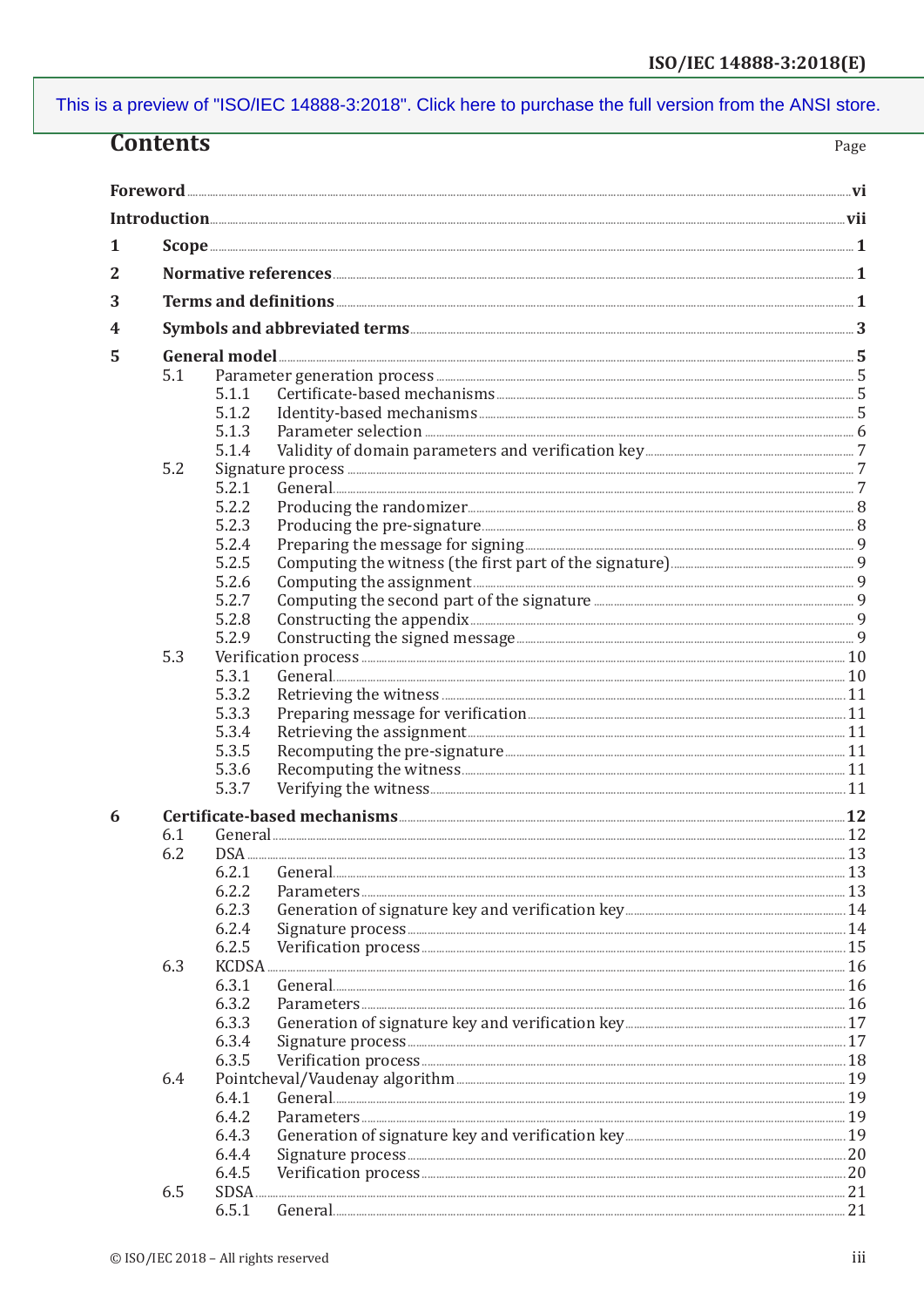# Contents

Page

**Foreword** ... **vi**

**Introduction** ... **vii**

**1 Scope** ... **1**

**2 Normative references** ... **1**

**3 Terms and definitions** ... **1**

**4 Symbols and abbreviated terms** ... **3**

**5 General model** ... **5**

- 5.1 Parameter generation process ... 5
  - 5.1.1 Certificate-based mechanisms ... 5
  - 5.1.2 Identity-based mechanisms ... 5
  - 5.1.3 Parameter selection ... 6
  - 5.1.4 Validity of domain parameters and verification key ... 7
- 5.2 Signature process ... 7
  - 5.2.1 General ... 7
  - 5.2.2 Producing the randomizer ... 8
  - 5.2.3 Producing the pre-signature ... 8
  - 5.2.4 Preparing the message for signing ... 9
  - 5.2.5 Computing the witness (the first part of the signature) ... 9
  - 5.2.6 Computing the assignment ... 9
  - 5.2.7 Computing the second part of the signature ... 9
  - 5.2.8 Constructing the appendix ... 9
  - 5.2.9 Constructing the signed message ... 9
- 5.3 Verification process ... 10
  - 5.3.1 General ... 10
  - 5.3.2 Retrieving the witness ... 11
  - 5.3.3 Preparing message for verification ... 11
  - 5.3.4 Retrieving the assignment ... 11
  - 5.3.5 Recomputing the pre-signature ... 11
  - 5.3.6 Recomputing the witness ... 11
  - 5.3.7 Verifying the witness ... 11

**6 Certificate-based mechanisms** ... **12**

- 6.1 General ... 12
- 6.2 DSA ... 13
  - 6.2.1 General ... 13
  - 6.2.2 Parameters ... 13
  - 6.2.3 Generation of signature key and verification key ... 14
  - 6.2.4 Signature process ... 14
  - 6.2.5 Verification process ... 15
- 6.3 KCDSA ... 16
  - 6.3.1 General ... 16
  - 6.3.2 Parameters ... 16
  - 6.3.3 Generation of signature key and verification key ... 17
  - 6.3.4 Signature process ... 17
  - 6.3.5 Verification process ... 18
- 6.4 Pointcheval/Vaudenay algorithm ... 19
  - 6.4.1 General ... 19
  - 6.4.2 Parameters ... 19
  - 6.4.3 Generation of signature key and verification key ... 19
  - 6.4.4 Signature process ... 20
  - 6.4.5 Verification process ... 20
- 6.5 SDSA ... 21
  - 6.5.1 General ... 21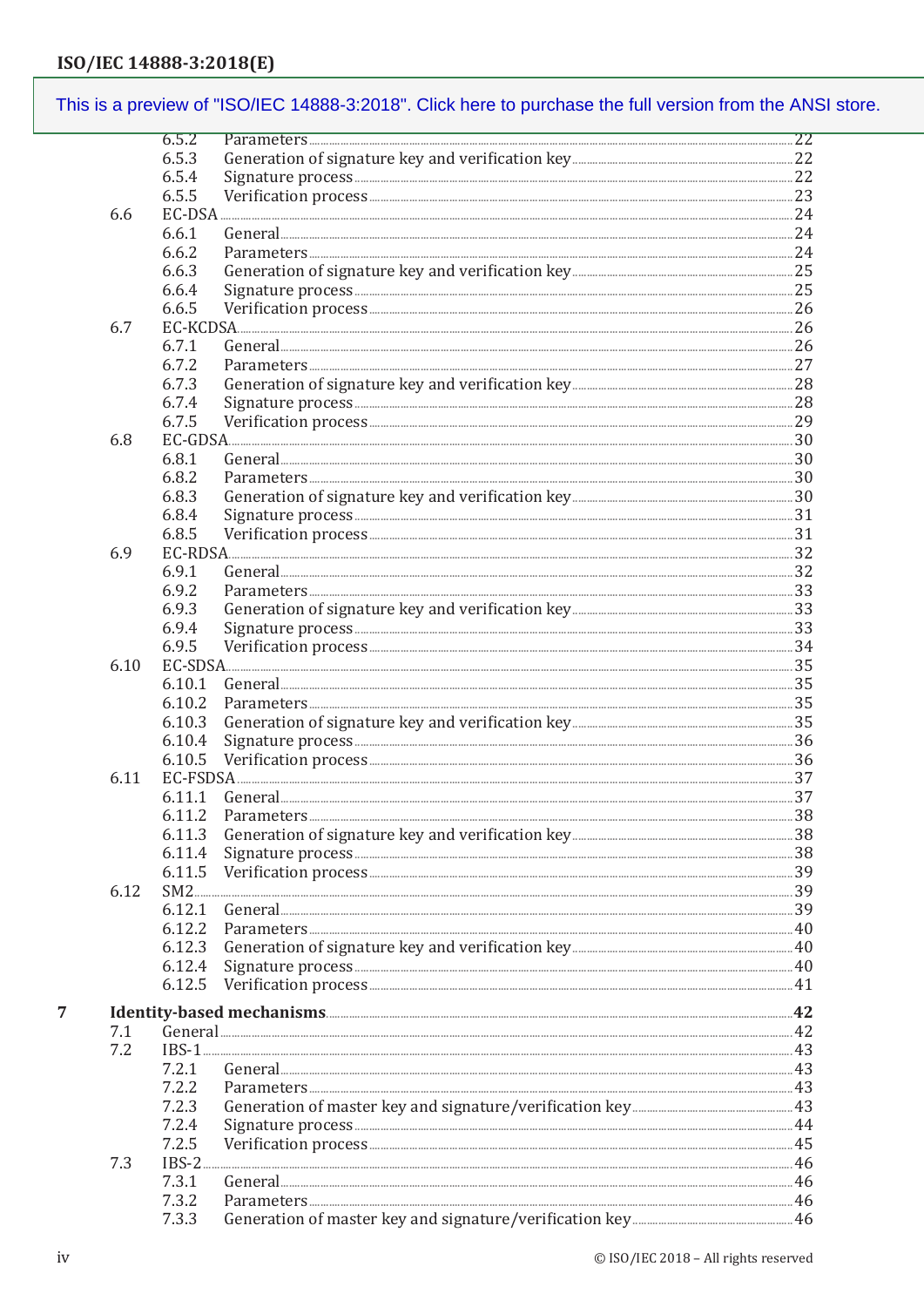6.5.2 Parameters ... 22
6.5.3 Generation of signature key and verification key ... 22
6.5.4 Signature process ... 22
6.5.5 Verification process ... 23

6.6 EC-DSA ... 24
6.6.1 General ... 24
6.6.2 Parameters ... 24
6.6.3 Generation of signature key and verification key ... 25
6.6.4 Signature process ... 25
6.6.5 Verification process ... 26

6.7 EC-KCDSA ... 26
6.7.1 General ... 26
6.7.2 Parameters ... 27
6.7.3 Generation of signature key and verification key ... 28
6.7.4 Signature process ... 28
6.7.5 Verification process ... 29

6.8 EC-GDSA ... 30
6.8.1 General ... 30
6.8.2 Parameters ... 30
6.8.3 Generation of signature key and verification key ... 30
6.8.4 Signature process ... 31
6.8.5 Verification process ... 31

6.9 EC-RDSA ... 32
6.9.1 General ... 32
6.9.2 Parameters ... 33
6.9.3 Generation of signature key and verification key ... 33
6.9.4 Signature process ... 33
6.9.5 Verification process ... 34

6.10 EC-SDSA ... 35
6.10.1 General ... 35
6.10.2 Parameters ... 35
6.10.3 Generation of signature key and verification key ... 35
6.10.4 Signature process ... 36
6.10.5 Verification process ... 36

6.11 EC-FSDSA ... 37
6.11.1 General ... 37
6.11.2 Parameters ... 38
6.11.3 Generation of signature key and verification key ... 38
6.11.4 Signature process ... 38
6.11.5 Verification process ... 39

6.12 SM2 ... 39
6.12.1 General ... 39
6.12.2 Parameters ... 40
6.12.3 Generation of signature key and verification key ... 40
6.12.4 Signature process ... 40
6.12.5 Verification process ... 41

**7 Identity-based mechanisms ... 42**

7.1 General ... 42

7.2 IBS-1 ... 43
7.2.1 General ... 43
7.2.2 Parameters ... 43
7.2.3 Generation of master key and signature/verification key ... 43
7.2.4 Signature process ... 44
7.2.5 Verification process ... 45

7.3 IBS-2 ... 46
7.3.1 General ... 46
7.3.2 Parameters ... 46
7.3.3 Generation of master key and signature/verification key ... 46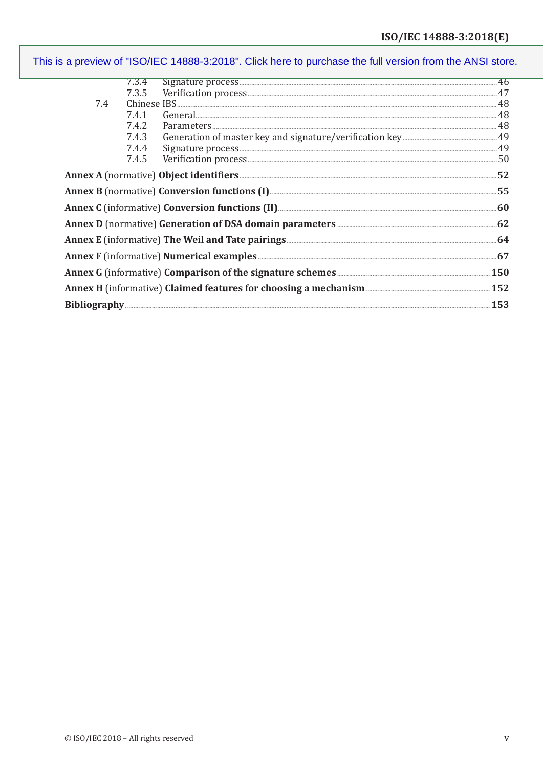7.3.4 Signature process ..... 46
7.3.5 Verification process ..... 47

7.4 Chinese IBS ..... 48

7.4.1 General ..... 48
7.4.2 Parameters ..... 48
7.4.3 Generation of master key and signature/verification key ..... 49
7.4.4 Signature process ..... 49
7.4.5 Verification process ..... 50

**Annex A** (normative) **Object identifiers** ..... **52**

**Annex B** (normative) **Conversion functions (I)** ..... **55**

**Annex C** (informative) **Conversion functions (II)** ..... **60**

**Annex D** (normative) **Generation of DSA domain parameters** ..... **62**

**Annex E** (informative) **The Weil and Tate pairings** ..... **64**

**Annex F** (informative) **Numerical examples** ..... **67**

**Annex G** (informative) **Comparison of the signature schemes** ..... **150**

**Annex H** (informative) **Claimed features for choosing a mechanism** ..... **152**

**Bibliography** ..... **153**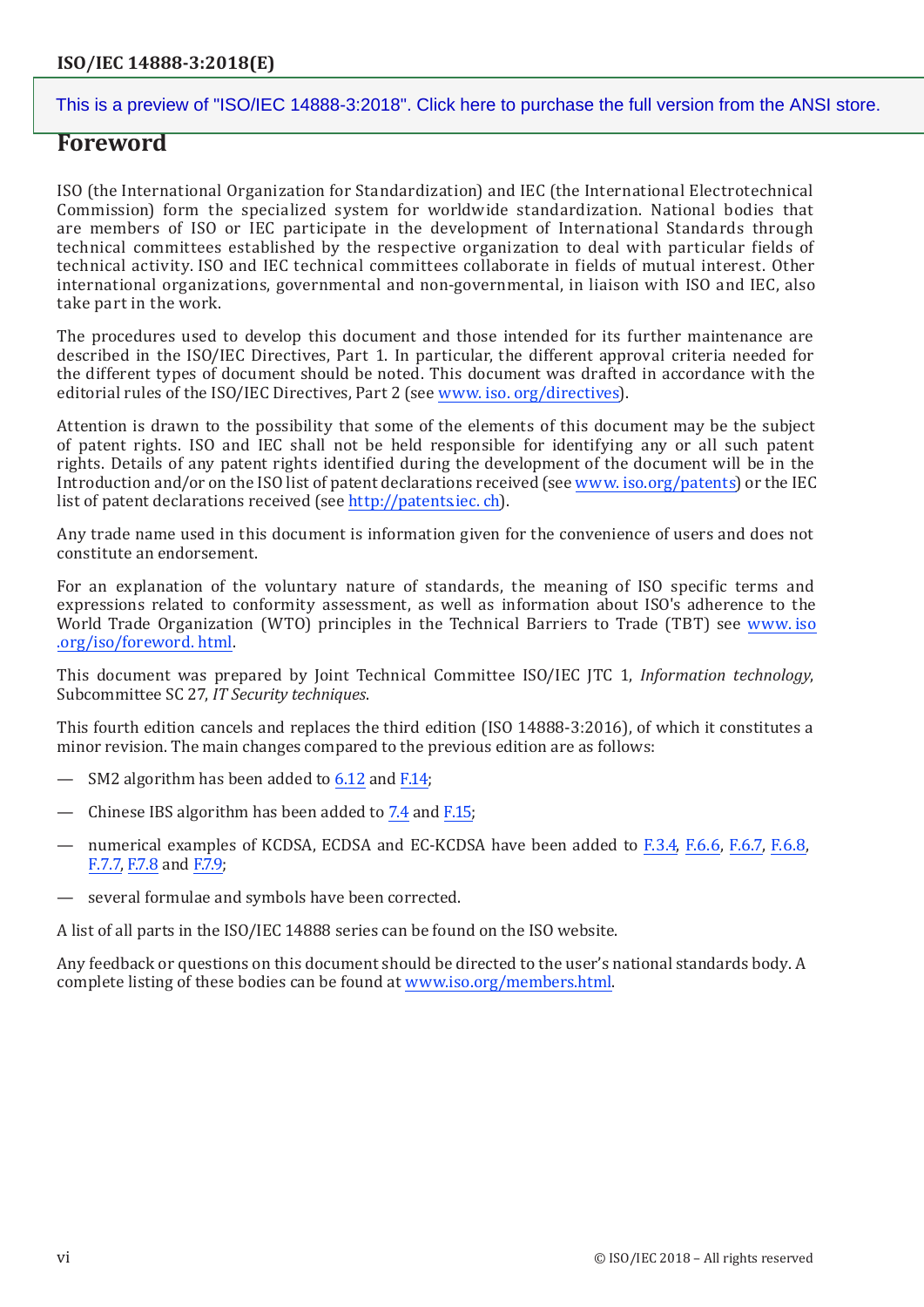# Foreword

ISO (the International Organization for Standardization) and IEC (the International Electrotechnical Commission) form the specialized system for worldwide standardization. National bodies that are members of ISO or IEC participate in the development of International Standards through technical committees established by the respective organization to deal with particular fields of technical activity. ISO and IEC technical committees collaborate in fields of mutual interest. Other international organizations, governmental and non-governmental, in liaison with ISO and IEC, also take part in the work.

The procedures used to develop this document and those intended for its further maintenance are described in the ISO/IEC Directives, Part 1. In particular, the different approval criteria needed for the different types of document should be noted. This document was drafted in accordance with the editorial rules of the ISO/IEC Directives, Part 2 (see www.iso.org/directives).

Attention is drawn to the possibility that some of the elements of this document may be the subject of patent rights. ISO and IEC shall not be held responsible for identifying any or all such patent rights. Details of any patent rights identified during the development of the document will be in the Introduction and/or on the ISO list of patent declarations received (see www.iso.org/patents) or the IEC list of patent declarations received (see http://patents.iec.ch).

Any trade name used in this document is information given for the convenience of users and does not constitute an endorsement.

For an explanation of the voluntary nature of standards, the meaning of ISO specific terms and expressions related to conformity assessment, as well as information about ISO's adherence to the World Trade Organization (WTO) principles in the Technical Barriers to Trade (TBT) see www.iso.org/iso/foreword.html.

This document was prepared by Joint Technical Committee ISO/IEC JTC 1, *Information technology*, Subcommittee SC 27, *IT Security techniques*.

This fourth edition cancels and replaces the third edition (ISO 14888-3:2016), of which it constitutes a minor revision. The main changes compared to the previous edition are as follows:

— SM2 algorithm has been added to 6.12 and F.14;

— Chinese IBS algorithm has been added to 7.4 and F.15;

— numerical examples of KCDSA, ECDSA and EC-KCDSA have been added to F.3.4, F.6.6, F.6.7, F.6.8, F.7.7, F.7.8 and F.7.9;

— several formulae and symbols have been corrected.

A list of all parts in the ISO/IEC 14888 series can be found on the ISO website.

Any feedback or questions on this document should be directed to the user's national standards body. A complete listing of these bodies can be found at www.iso.org/members.html.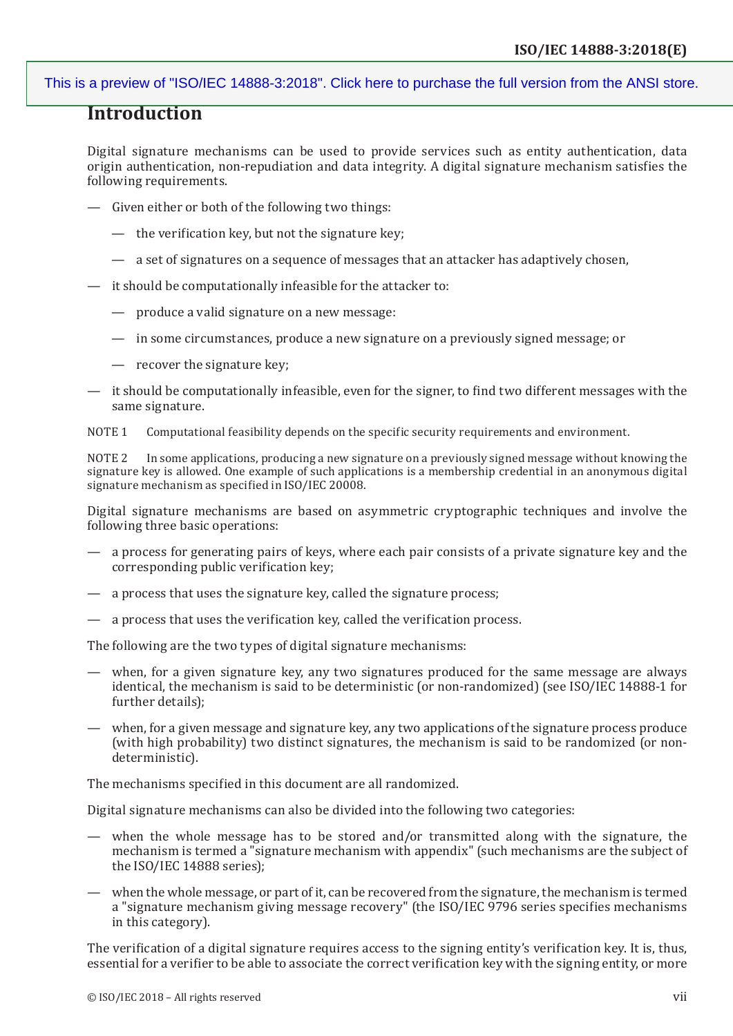# Introduction

Digital signature mechanisms can be used to provide services such as entity authentication, data origin authentication, non-repudiation and data integrity. A digital signature mechanism satisfies the following requirements.

- Given either or both of the following two things:
  - the verification key, but not the signature key;
  - a set of signatures on a sequence of messages that an attacker has adaptively chosen,
- it should be computationally infeasible for the attacker to:
  - produce a valid signature on a new message:
  - in some circumstances, produce a new signature on a previously signed message; or
  - recover the signature key;
- it should be computationally infeasible, even for the signer, to find two different messages with the same signature.

NOTE 1 Computational feasibility depends on the specific security requirements and environment.

NOTE 2 In some applications, producing a new signature on a previously signed message without knowing the signature key is allowed. One example of such applications is a membership credential in an anonymous digital signature mechanism as specified in ISO/IEC 20008.

Digital signature mechanisms are based on asymmetric cryptographic techniques and involve the following three basic operations:

- a process for generating pairs of keys, where each pair consists of a private signature key and the corresponding public verification key;
- a process that uses the signature key, called the signature process;
- a process that uses the verification key, called the verification process.

The following are the two types of digital signature mechanisms:

- when, for a given signature key, any two signatures produced for the same message are always identical, the mechanism is said to be deterministic (or non-randomized) (see ISO/IEC 14888-1 for further details);
- when, for a given message and signature key, any two applications of the signature process produce (with high probability) two distinct signatures, the mechanism is said to be randomized (or non-deterministic).

The mechanisms specified in this document are all randomized.

Digital signature mechanisms can also be divided into the following two categories:

- when the whole message has to be stored and/or transmitted along with the signature, the mechanism is termed a "signature mechanism with appendix" (such mechanisms are the subject of the ISO/IEC 14888 series);
- when the whole message, or part of it, can be recovered from the signature, the mechanism is termed a "signature mechanism giving message recovery" (the ISO/IEC 9796 series specifies mechanisms in this category).

The verification of a digital signature requires access to the signing entity's verification key. It is, thus, essential for a verifier to be able to associate the correct verification key with the signing entity, or more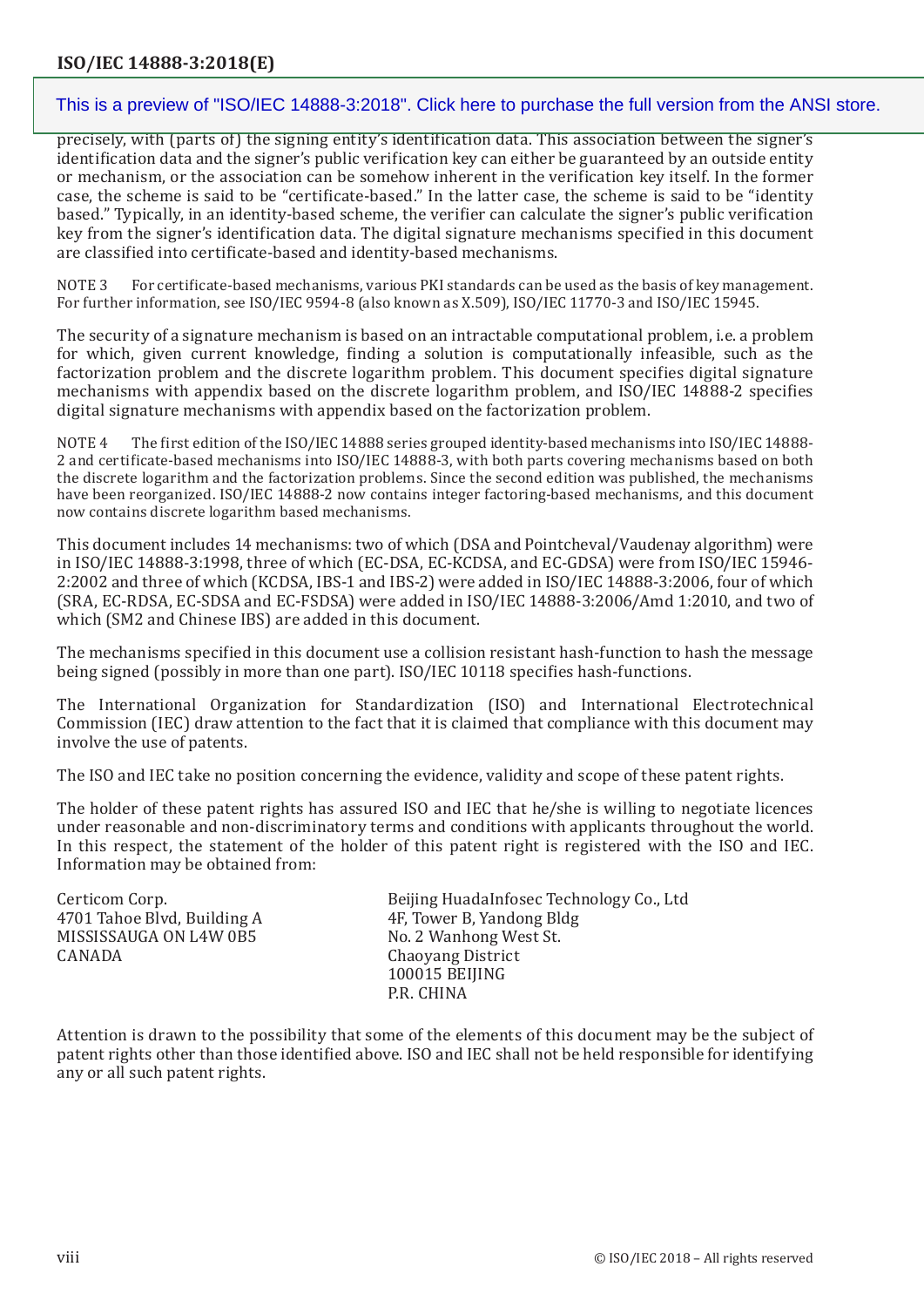precisely, with (parts of) the signing entity's identification data. This association between the signer's identification data and the signer's public verification key can either be guaranteed by an outside entity or mechanism, or the association can be somehow inherent in the verification key itself. In the former case, the scheme is said to be "certificate-based." In the latter case, the scheme is said to be "identity based." Typically, in an identity-based scheme, the verifier can calculate the signer's public verification key from the signer's identification data. The digital signature mechanisms specified in this document are classified into certificate-based and identity-based mechanisms.

NOTE 3 For certificate-based mechanisms, various PKI standards can be used as the basis of key management. For further information, see ISO/IEC 9594-8 (also known as X.509), ISO/IEC 11770-3 and ISO/IEC 15945.

The security of a signature mechanism is based on an intractable computational problem, i.e. a problem for which, given current knowledge, finding a solution is computationally infeasible, such as the factorization problem and the discrete logarithm problem. This document specifies digital signature mechanisms with appendix based on the discrete logarithm problem, and ISO/IEC 14888-2 specifies digital signature mechanisms with appendix based on the factorization problem.

NOTE 4 The first edition of the ISO/IEC 14888 series grouped identity-based mechanisms into ISO/IEC 14888-2 and certificate-based mechanisms into ISO/IEC 14888-3, with both parts covering mechanisms based on both the discrete logarithm and the factorization problems. Since the second edition was published, the mechanisms have been reorganized. ISO/IEC 14888-2 now contains integer factoring-based mechanisms, and this document now contains discrete logarithm based mechanisms.

This document includes 14 mechanisms: two of which (DSA and Pointcheval/Vaudenay algorithm) were in ISO/IEC 14888-3:1998, three of which (EC-DSA, EC-KCDSA, and EC-GDSA) were from ISO/IEC 15946-2:2002 and three of which (KCDSA, IBS-1 and IBS-2) were added in ISO/IEC 14888-3:2006, four of which (SRA, EC-RDSA, EC-SDSA and EC-FSDSA) were added in ISO/IEC 14888-3:2006/Amd 1:2010, and two of which (SM2 and Chinese IBS) are added in this document.

The mechanisms specified in this document use a collision resistant hash-function to hash the message being signed (possibly in more than one part). ISO/IEC 10118 specifies hash-functions.

The International Organization for Standardization (ISO) and International Electrotechnical Commission (IEC) draw attention to the fact that it is claimed that compliance with this document may involve the use of patents.

The ISO and IEC take no position concerning the evidence, validity and scope of these patent rights.

The holder of these patent rights has assured ISO and IEC that he/she is willing to negotiate licences under reasonable and non-discriminatory terms and conditions with applicants throughout the world. In this respect, the statement of the holder of this patent right is registered with the ISO and IEC. Information may be obtained from:

Certicom Corp.
4701 Tahoe Blvd, Building A
MISSISSAUGA ON L4W 0B5
CANADA

Beijing HuadaInfosec Technology Co., Ltd
4F, Tower B, Yandong Bldg
No. 2 Wanhong West St.
Chaoyang District
100015 BEIJING
P.R. CHINA

Attention is drawn to the possibility that some of the elements of this document may be the subject of patent rights other than those identified above. ISO and IEC shall not be held responsible for identifying any or all such patent rights.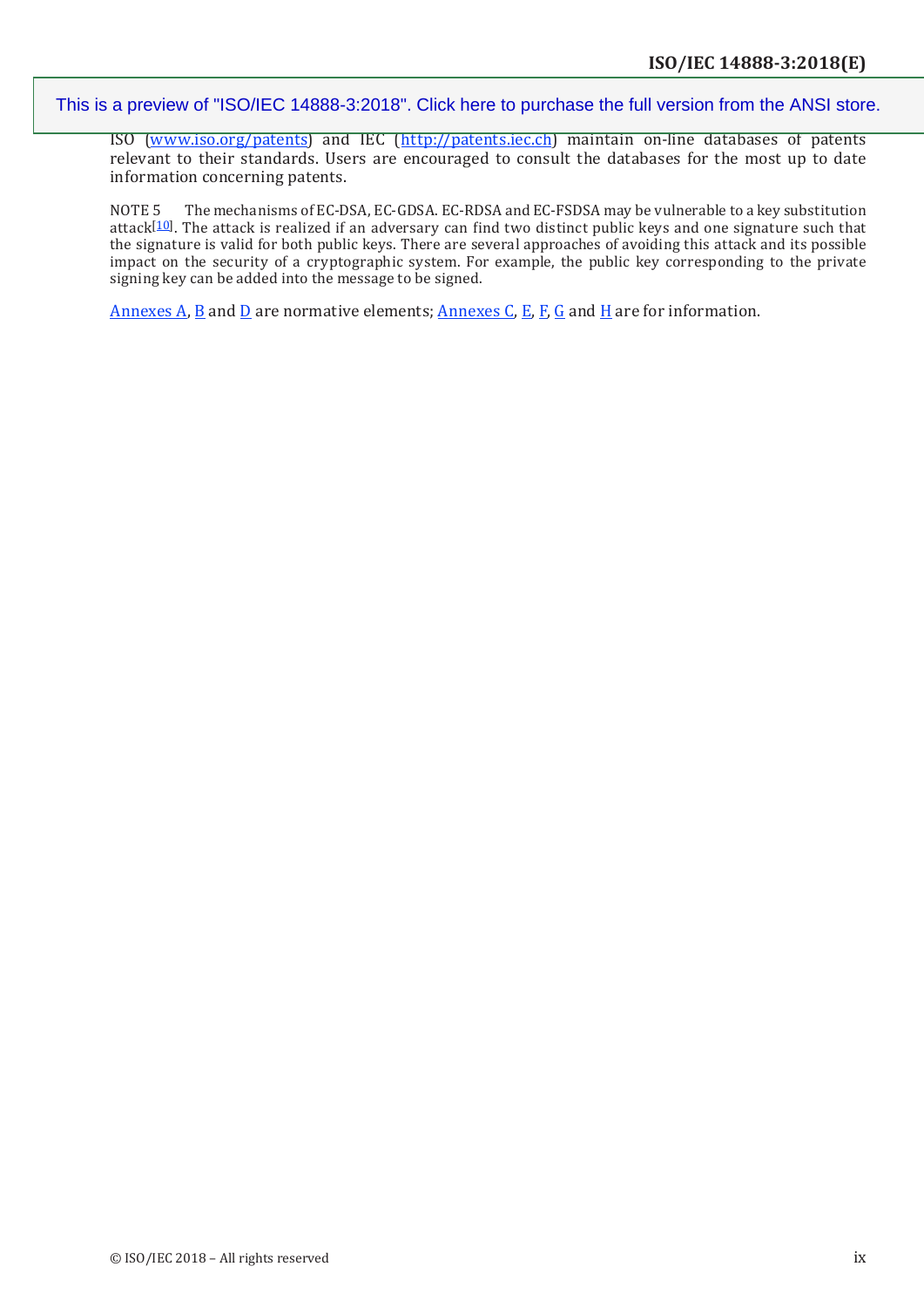ISO (www.iso.org/patents) and IEC (http://patents.iec.ch) maintain on-line databases of patents relevant to their standards. Users are encouraged to consult the databases for the most up to date information concerning patents.

NOTE 5 The mechanisms of EC-DSA, EC-GDSA. EC-RDSA and EC-FSDSA may be vulnerable to a key substitution attack[10]. The attack is realized if an adversary can find two distinct public keys and one signature such that the signature is valid for both public keys. There are several approaches of avoiding this attack and its possible impact on the security of a cryptographic system. For example, the public key corresponding to the private signing key can be added into the message to be signed.

Annexes A, B and D are normative elements; Annexes C, E, F, G and H are for information.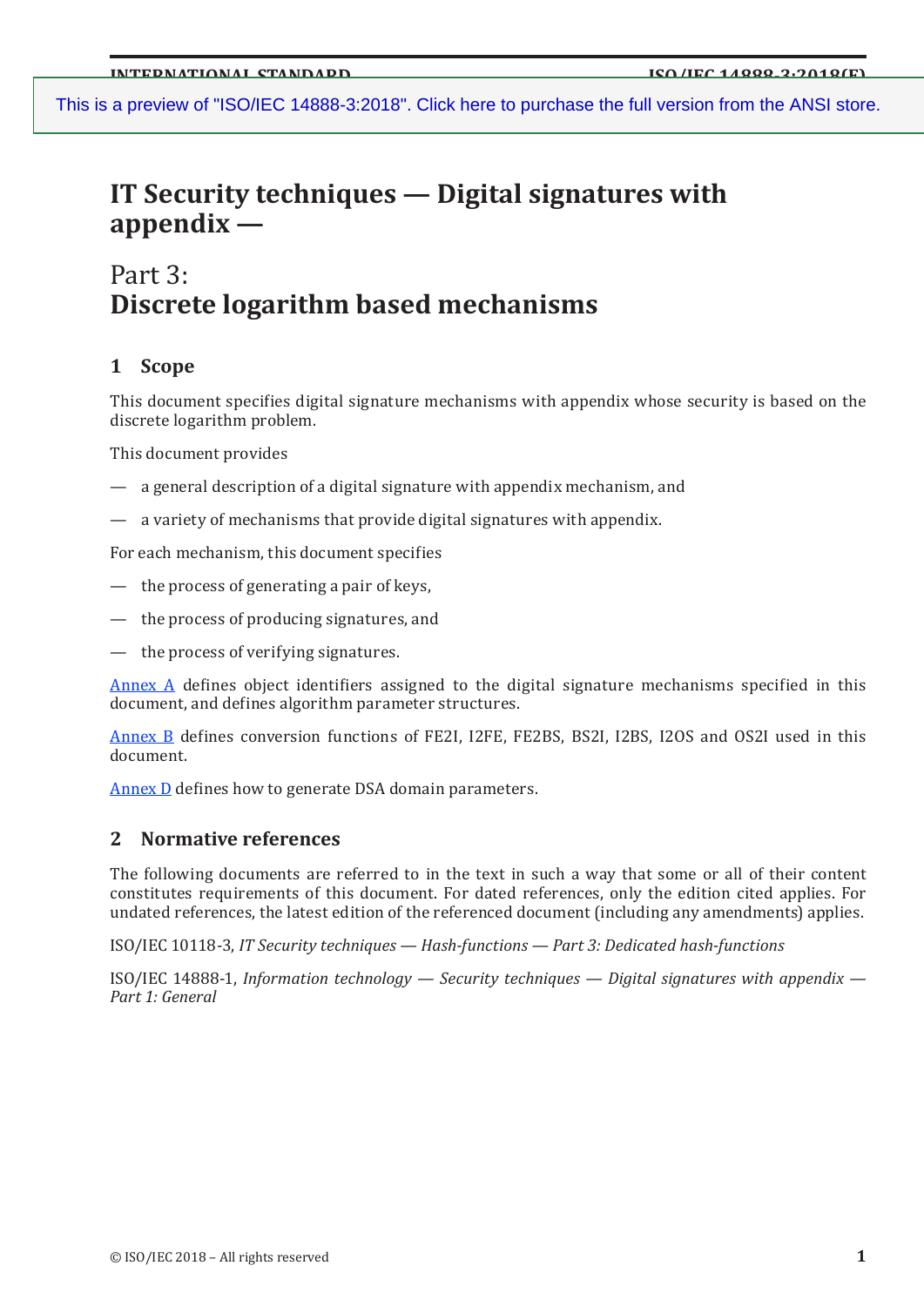# IT Security techniques — Digital signatures with appendix —

## Part 3: Discrete logarithm based mechanisms

## 1 Scope

This document specifies digital signature mechanisms with appendix whose security is based on the discrete logarithm problem.

This document provides

— a general description of a digital signature with appendix mechanism, and

— a variety of mechanisms that provide digital signatures with appendix.

For each mechanism, this document specifies

— the process of generating a pair of keys,

— the process of producing signatures, and

— the process of verifying signatures.

Annex A defines object identifiers assigned to the digital signature mechanisms specified in this document, and defines algorithm parameter structures.

Annex B defines conversion functions of FE2I, I2FE, FE2BS, BS2I, I2BS, I2OS and OS2I used in this document.

Annex D defines how to generate DSA domain parameters.

## 2 Normative references

The following documents are referred to in the text in such a way that some or all of their content constitutes requirements of this document. For dated references, only the edition cited applies. For undated references, the latest edition of the referenced document (including any amendments) applies.

ISO/IEC 10118-3, *IT Security techniques — Hash-functions — Part 3: Dedicated hash-functions*

ISO/IEC 14888-1, *Information technology — Security techniques — Digital signatures with appendix — Part 1: General*